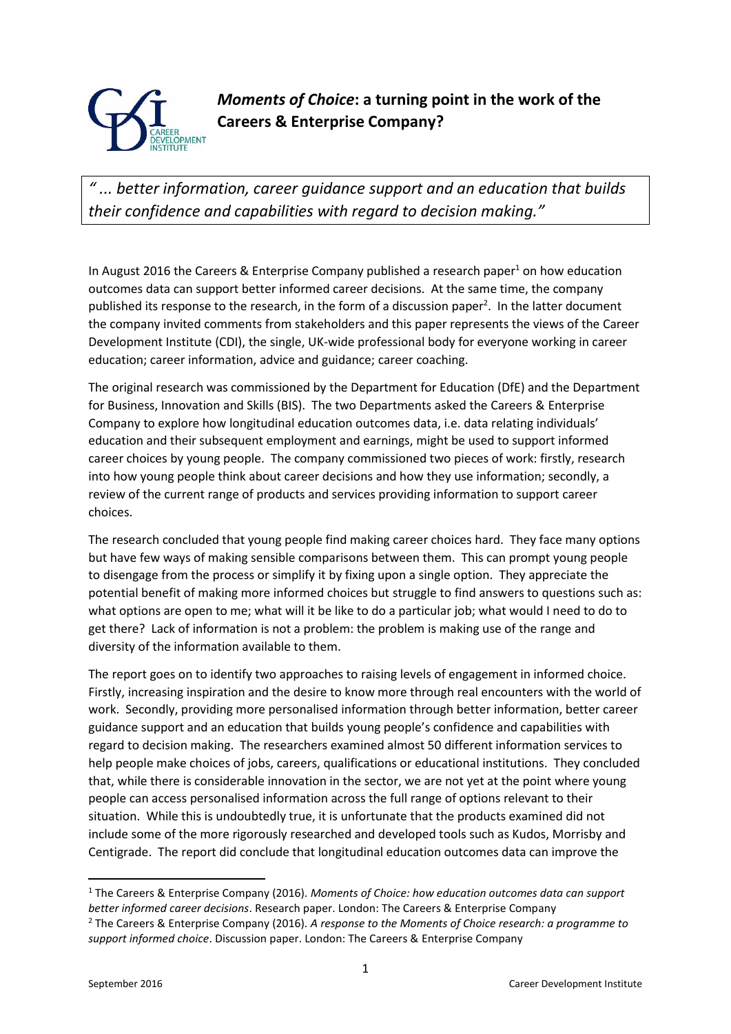# *Moments of Choice*: a turning point in the work of the Careers & Enterprise Company?

> *" ... better information, career guidance support and an education that builds their confidence and capabilities with regard to decision making."*

In August 2016 the Careers & Enterprise Company published a research paper[1] on how education outcomes data can support better informed career decisions. At the same time, the company published its response to the research, in the form of a discussion paper[2]. In the latter document the company invited comments from stakeholders and this paper represents the views of the Career Development Institute (CDI), the single, UK-wide professional body for everyone working in career education; career information, advice and guidance; career coaching.

The original research was commissioned by the Department for Education (DfE) and the Department for Business, Innovation and Skills (BIS). The two Departments asked the Careers & Enterprise Company to explore how longitudinal education outcomes data, i.e. data relating individuals' education and their subsequent employment and earnings, might be used to support informed career choices by young people. The company commissioned two pieces of work: firstly, research into how young people think about career decisions and how they use information; secondly, a review of the current range of products and services providing information to support career choices.

The research concluded that young people find making career choices hard. They face many options but have few ways of making sensible comparisons between them. This can prompt young people to disengage from the process or simplify it by fixing upon a single option. They appreciate the potential benefit of making more informed choices but struggle to find answers to questions such as: what options are open to me; what will it be like to do a particular job; what would I need to do to get there? Lack of information is not a problem: the problem is making use of the range and diversity of the information available to them.

The report goes on to identify two approaches to raising levels of engagement in informed choice. Firstly, increasing inspiration and the desire to know more through real encounters with the world of work. Secondly, providing more personalised information through better information, better career guidance support and an education that builds young people's confidence and capabilities with regard to decision making. The researchers examined almost 50 different information services to help people make choices of jobs, careers, qualifications or educational institutions. They concluded that, while there is considerable innovation in the sector, we are not yet at the point where young people can access personalised information across the full range of options relevant to their situation. While this is undoubtedly true, it is unfortunate that the products examined did not include some of the more rigorously researched and developed tools such as Kudos, Morrisby and Centigrade. The report did conclude that longitudinal education outcomes data can improve the

---

[1] The Careers & Enterprise Company (2016). *Moments of Choice: how education outcomes data can support better informed career decisions*. Research paper. London: The Careers & Enterprise Company

[2] The Careers & Enterprise Company (2016). *A response to the Moments of Choice research: a programme to support informed choice*. Discussion paper. London: The Careers & Enterprise Company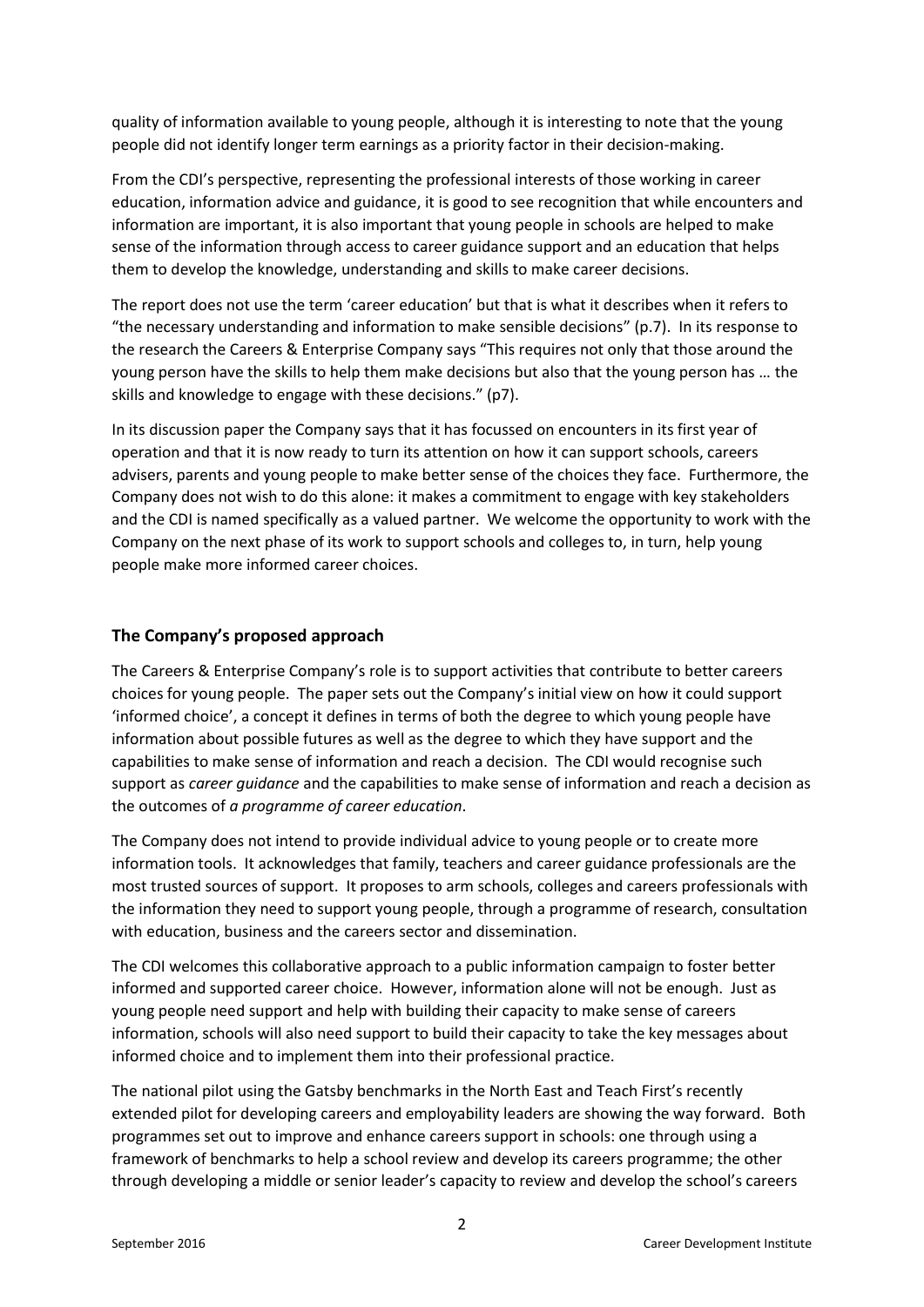quality of information available to young people, although it is interesting to note that the young people did not identify longer term earnings as a priority factor in their decision-making.

From the CDI's perspective, representing the professional interests of those working in career education, information advice and guidance, it is good to see recognition that while encounters and information are important, it is also important that young people in schools are helped to make sense of the information through access to career guidance support and an education that helps them to develop the knowledge, understanding and skills to make career decisions.

The report does not use the term 'career education' but that is what it describes when it refers to "the necessary understanding and information to make sensible decisions" (p.7). In its response to the research the Careers & Enterprise Company says "This requires not only that those around the young person have the skills to help them make decisions but also that the young person has … the skills and knowledge to engage with these decisions." (p7).

In its discussion paper the Company says that it has focussed on encounters in its first year of operation and that it is now ready to turn its attention on how it can support schools, careers advisers, parents and young people to make better sense of the choices they face. Furthermore, the Company does not wish to do this alone: it makes a commitment to engage with key stakeholders and the CDI is named specifically as a valued partner. We welcome the opportunity to work with the Company on the next phase of its work to support schools and colleges to, in turn, help young people make more informed career choices.

## The Company's proposed approach

The Careers & Enterprise Company's role is to support activities that contribute to better careers choices for young people. The paper sets out the Company's initial view on how it could support 'informed choice', a concept it defines in terms of both the degree to which young people have information about possible futures as well as the degree to which they have support and the capabilities to make sense of information and reach a decision. The CDI would recognise such support as *career guidance* and the capabilities to make sense of information and reach a decision as the outcomes of *a programme of career education*.

The Company does not intend to provide individual advice to young people or to create more information tools. It acknowledges that family, teachers and career guidance professionals are the most trusted sources of support. It proposes to arm schools, colleges and careers professionals with the information they need to support young people, through a programme of research, consultation with education, business and the careers sector and dissemination.

The CDI welcomes this collaborative approach to a public information campaign to foster better informed and supported career choice. However, information alone will not be enough. Just as young people need support and help with building their capacity to make sense of careers information, schools will also need support to build their capacity to take the key messages about informed choice and to implement them into their professional practice.

The national pilot using the Gatsby benchmarks in the North East and Teach First's recently extended pilot for developing careers and employability leaders are showing the way forward. Both programmes set out to improve and enhance careers support in schools: one through using a framework of benchmarks to help a school review and develop its careers programme; the other through developing a middle or senior leader's capacity to review and develop the school's careers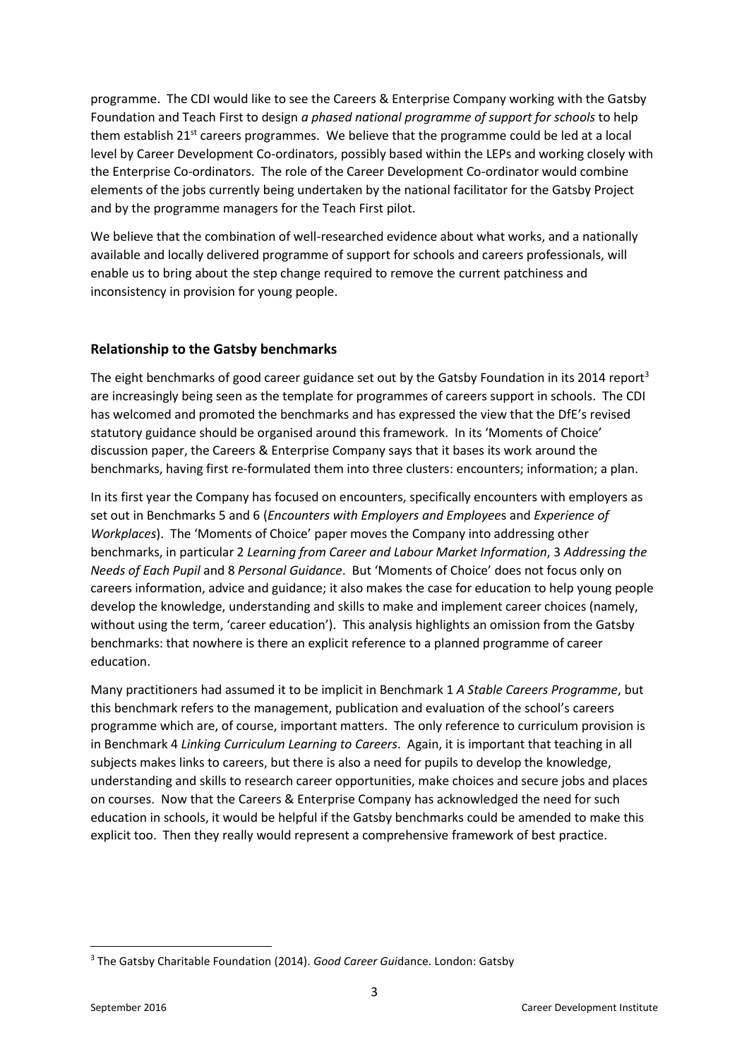programme. The CDI would like to see the Careers & Enterprise Company working with the Gatsby Foundation and Teach First to design *a phased national programme of support for schools* to help them establish 21st careers programmes. We believe that the programme could be led at a local level by Career Development Co-ordinators, possibly based within the LEPs and working closely with the Enterprise Co-ordinators. The role of the Career Development Co-ordinator would combine elements of the jobs currently being undertaken by the national facilitator for the Gatsby Project and by the programme managers for the Teach First pilot.

We believe that the combination of well-researched evidence about what works, and a nationally available and locally delivered programme of support for schools and careers professionals, will enable us to bring about the step change required to remove the current patchiness and inconsistency in provision for young people.

## Relationship to the Gatsby benchmarks

The eight benchmarks of good career guidance set out by the Gatsby Foundation in its 2014 report[3] are increasingly being seen as the template for programmes of careers support in schools. The CDI has welcomed and promoted the benchmarks and has expressed the view that the DfE's revised statutory guidance should be organised around this framework. In its 'Moments of Choice' discussion paper, the Careers & Enterprise Company says that it bases its work around the benchmarks, having first re-formulated them into three clusters: encounters; information; a plan.

In its first year the Company has focused on encounters, specifically encounters with employers as set out in Benchmarks 5 and 6 (*Encounters with Employers and Employees* and *Experience of Workplaces*). The 'Moments of Choice' paper moves the Company into addressing other benchmarks, in particular 2 *Learning from Career and Labour Market Information*, 3 *Addressing the Needs of Each Pupil* and 8 *Personal Guidance*. But 'Moments of Choice' does not focus only on careers information, advice and guidance; it also makes the case for education to help young people develop the knowledge, understanding and skills to make and implement career choices (namely, without using the term, 'career education'). This analysis highlights an omission from the Gatsby benchmarks: that nowhere is there an explicit reference to a planned programme of career education.

Many practitioners had assumed it to be implicit in Benchmark 1 *A Stable Careers Programme*, but this benchmark refers to the management, publication and evaluation of the school's careers programme which are, of course, important matters. The only reference to curriculum provision is in Benchmark 4 *Linking Curriculum Learning to Careers*. Again, it is important that teaching in all subjects makes links to careers, but there is also a need for pupils to develop the knowledge, understanding and skills to research career opportunities, make choices and secure jobs and places on courses. Now that the Careers & Enterprise Company has acknowledged the need for such education in schools, it would be helpful if the Gatsby benchmarks could be amended to make this explicit too. Then they really would represent a comprehensive framework of best practice.

---

[3] The Gatsby Charitable Foundation (2014). *Good Career Guidance*. London: Gatsby